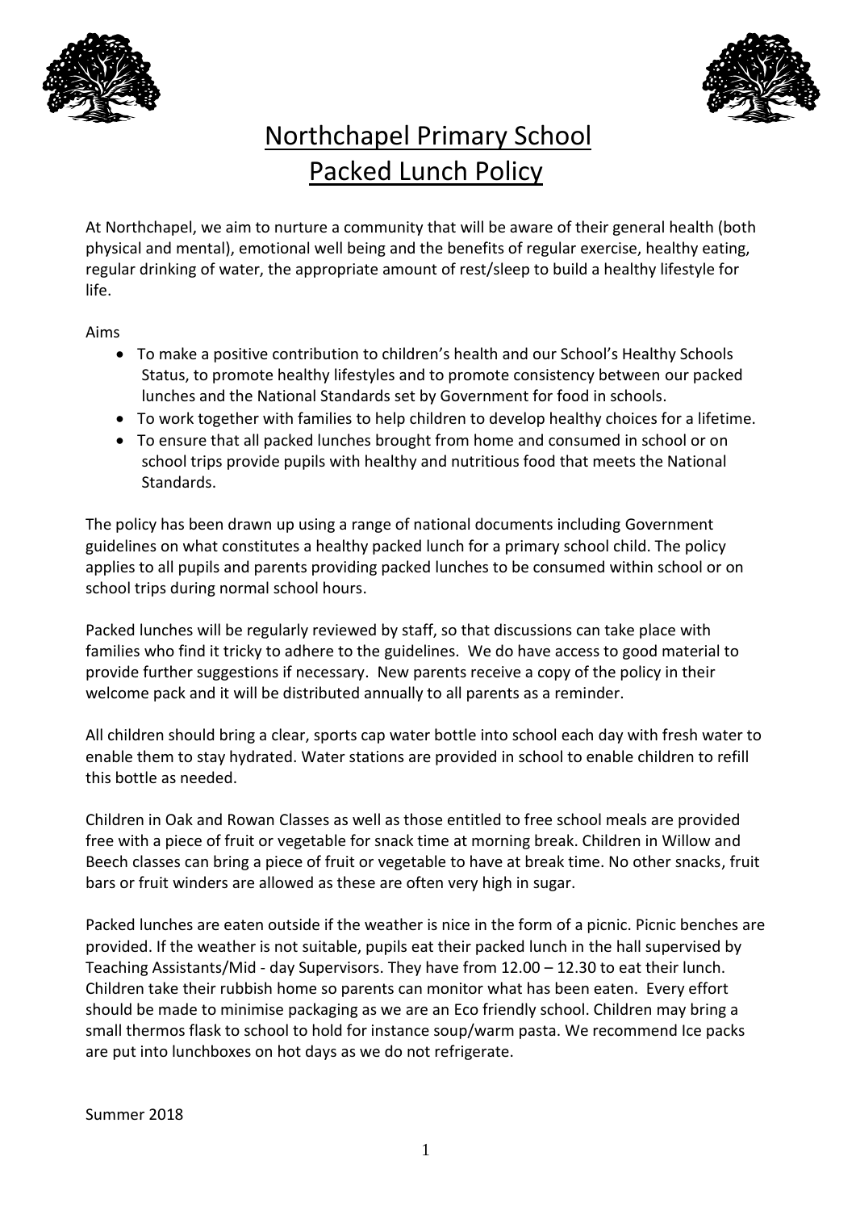# Northchapel Primary School
# Packed Lunch Policy

At Northchapel, we aim to nurture a community that will be aware of their general health (both physical and mental), emotional well being and the benefits of regular exercise, healthy eating, regular drinking of water, the appropriate amount of rest/sleep to build a healthy lifestyle for life.

Aims

- To make a positive contribution to children's health and our School's Healthy Schools Status, to promote healthy lifestyles and to promote consistency between our packed lunches and the National Standards set by Government for food in schools.
- To work together with families to help children to develop healthy choices for a lifetime.
- To ensure that all packed lunches brought from home and consumed in school or on school trips provide pupils with healthy and nutritious food that meets the National Standards.

The policy has been drawn up using a range of national documents including Government guidelines on what constitutes a healthy packed lunch for a primary school child. The policy applies to all pupils and parents providing packed lunches to be consumed within school or on school trips during normal school hours.

Packed lunches will be regularly reviewed by staff, so that discussions can take place with families who find it tricky to adhere to the guidelines. We do have access to good material to provide further suggestions if necessary. New parents receive a copy of the policy in their welcome pack and it will be distributed annually to all parents as a reminder.

All children should bring a clear, sports cap water bottle into school each day with fresh water to enable them to stay hydrated. Water stations are provided in school to enable children to refill this bottle as needed.

Children in Oak and Rowan Classes as well as those entitled to free school meals are provided free with a piece of fruit or vegetable for snack time at morning break. Children in Willow and Beech classes can bring a piece of fruit or vegetable to have at break time. No other snacks, fruit bars or fruit winders are allowed as these are often very high in sugar.

Packed lunches are eaten outside if the weather is nice in the form of a picnic. Picnic benches are provided. If the weather is not suitable, pupils eat their packed lunch in the hall supervised by Teaching Assistants/Mid - day Supervisors. They have from 12.00 – 12.30 to eat their lunch. Children take their rubbish home so parents can monitor what has been eaten. Every effort should be made to minimise packaging as we are an Eco friendly school. Children may bring a small thermos flask to school to hold for instance soup/warm pasta. We recommend Ice packs are put into lunchboxes on hot days as we do not refrigerate.

Summer 2018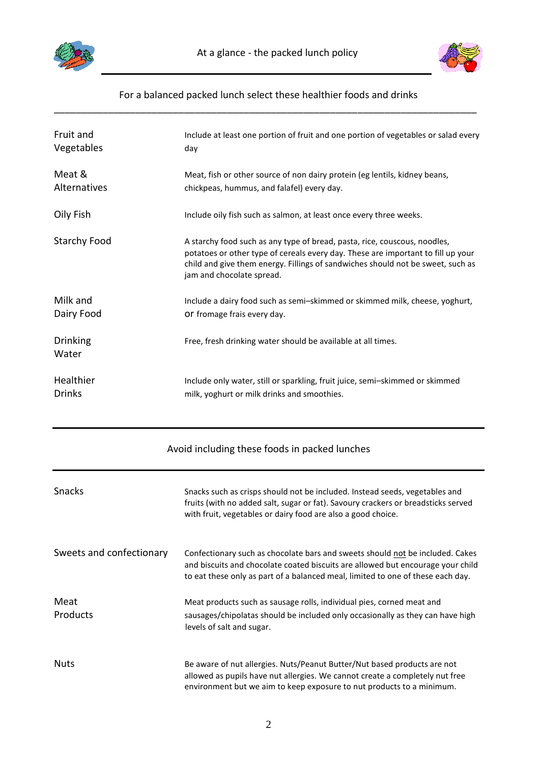# At a glance - the packed lunch policy

## For a balanced packed lunch select these healthier foods and drinks

| | |
|---|---|
| Fruit and Vegetables | Include at least one portion of fruit and one portion of vegetables or salad every day |
| Meat & Alternatives | Meat, fish or other source of non dairy protein (eg lentils, kidney beans, chickpeas, hummus, and falafel) every day. |
| Oily Fish | Include oily fish such as salmon, at least once every three weeks. |
| Starchy Food | A starchy food such as any type of bread, pasta, rice, couscous, noodles, potatoes or other type of cereals every day. These are important to fill up your child and give them energy. Fillings of sandwiches should not be sweet, such as jam and chocolate spread. |
| Milk and Dairy Food | Include a dairy food such as semi–skimmed or skimmed milk, cheese, yoghurt, or fromage frais every day. |
| Drinking Water | Free, fresh drinking water should be available at all times. |
| Healthier Drinks | Include only water, still or sparkling, fruit juice, semi–skimmed or skimmed milk, yoghurt or milk drinks and smoothies. |

## Avoid including these foods in packed lunches

| | |
|---|---|
| Snacks | Snacks such as crisps should not be included. Instead seeds, vegetables and fruits (with no added salt, sugar or fat). Savoury crackers or breadsticks served with fruit, vegetables or dairy food are also a good choice. |
| Sweets and confectionary | Confectionary such as chocolate bars and sweets should not be included. Cakes and biscuits and chocolate coated biscuits are allowed but encourage your child to eat these only as part of a balanced meal, limited to one of these each day. |
| Meat Products | Meat products such as sausage rolls, individual pies, corned meat and sausages/chipolatas should be included only occasionally as they can have high levels of salt and sugar. |
| Nuts | Be aware of nut allergies. Nuts/Peanut Butter/Nut based products are not allowed as pupils have nut allergies. We cannot create a completely nut free environment but we aim to keep exposure to nut products to a minimum. |